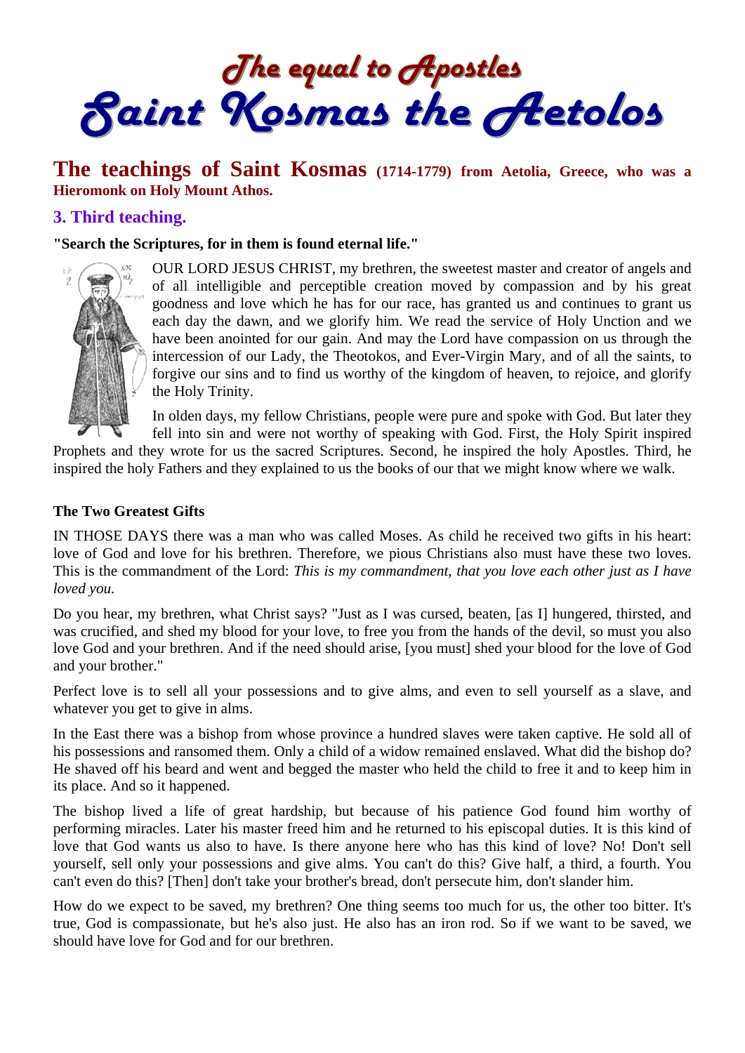# The equal to Apostles
# Saint Kosmas the Aetolos

## The teachings of Saint Kosmas (1714-1779) from Aetolia, Greece, who was a Hieromonk on Holy Mount Athos.

### 3. Third teaching.

**"Search the Scriptures, for in them is found eternal life."**

OUR LORD JESUS CHRIST, my brethren, the sweetest master and creator of angels and of all intelligible and perceptible creation moved by compassion and by his great goodness and love which he has for our race, has granted us and continues to grant us each day the dawn, and we glorify him. We read the service of Holy Unction and we have been anointed for our gain. And may the Lord have compassion on us through the intercession of our Lady, the Theotokos, and Ever-Virgin Mary, and of all the saints, to forgive our sins and to find us worthy of the kingdom of heaven, to rejoice, and glorify the Holy Trinity.

In olden days, my fellow Christians, people were pure and spoke with God. But later they fell into sin and were not worthy of speaking with God. First, the Holy Spirit inspired Prophets and they wrote for us the sacred Scriptures. Second, he inspired the holy Apostles. Third, he inspired the holy Fathers and they explained to us the books of our that we might know where we walk.

#### The Two Greatest Gifts

IN THOSE DAYS there was a man who was called Moses. As child he received two gifts in his heart: love of God and love for his brethren. Therefore, we pious Christians also must have these two loves. This is the commandment of the Lord: *This is my commandment, that you love each other just as I have loved you.*

Do you hear, my brethren, what Christ says? "Just as I was cursed, beaten, [as I] hungered, thirsted, and was crucified, and shed my blood for your love, to free you from the hands of the devil, so must you also love God and your brethren. And if the need should arise, [you must] shed your blood for the love of God and your brother."

Perfect love is to sell all your possessions and to give alms, and even to sell yourself as a slave, and whatever you get to give in alms.

In the East there was a bishop from whose province a hundred slaves were taken captive. He sold all of his possessions and ransomed them. Only a child of a widow remained enslaved. What did the bishop do? He shaved off his beard and went and begged the master who held the child to free it and to keep him in its place. And so it happened.

The bishop lived a life of great hardship, but because of his patience God found him worthy of performing miracles. Later his master freed him and he returned to his episcopal duties. It is this kind of love that God wants us also to have. Is there anyone here who has this kind of love? No! Don't sell yourself, sell only your possessions and give alms. You can't do this? Give half, a third, a fourth. You can't even do this? [Then] don't take your brother's bread, don't persecute him, don't slander him.

How do we expect to be saved, my brethren? One thing seems too much for us, the other too bitter. It's true, God is compassionate, but he's also just. He also has an iron rod. So if we want to be saved, we should have love for God and for our brethren.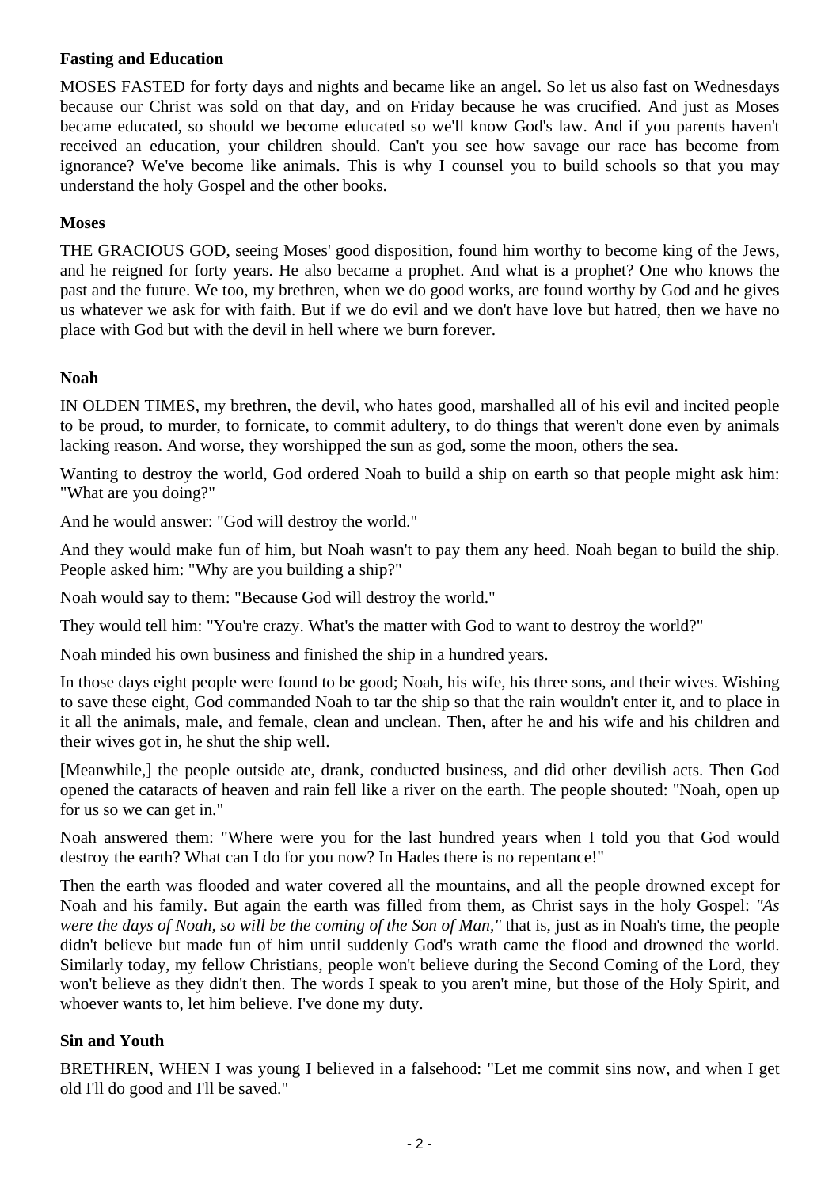### Fasting and Education

MOSES FASTED for forty days and nights and became like an angel. So let us also fast on Wednesdays because our Christ was sold on that day, and on Friday because he was crucified. And just as Moses became educated, so should we become educated so we'll know God's law. And if you parents haven't received an education, your children should. Can't you see how savage our race has become from ignorance? We've become like animals. This is why I counsel you to build schools so that you may understand the holy Gospel and the other books.

### Moses

THE GRACIOUS GOD, seeing Moses' good disposition, found him worthy to become king of the Jews, and he reigned for forty years. He also became a prophet. And what is a prophet? One who knows the past and the future. We too, my brethren, when we do good works, are found worthy by God and he gives us whatever we ask for with faith. But if we do evil and we don't have love but hatred, then we have no place with God but with the devil in hell where we burn forever.

### Noah

IN OLDEN TIMES, my brethren, the devil, who hates good, marshalled all of his evil and incited people to be proud, to murder, to fornicate, to commit adultery, to do things that weren't done even by animals lacking reason. And worse, they worshipped the sun as god, some the moon, others the sea.

Wanting to destroy the world, God ordered Noah to build a ship on earth so that people might ask him: "What are you doing?"

And he would answer: "God will destroy the world."

And they would make fun of him, but Noah wasn't to pay them any heed. Noah began to build the ship. People asked him: "Why are you building a ship?"

Noah would say to them: "Because God will destroy the world."

They would tell him: "You're crazy. What's the matter with God to want to destroy the world?"

Noah minded his own business and finished the ship in a hundred years.

In those days eight people were found to be good; Noah, his wife, his three sons, and their wives. Wishing to save these eight, God commanded Noah to tar the ship so that the rain wouldn't enter it, and to place in it all the animals, male, and female, clean and unclean. Then, after he and his wife and his children and their wives got in, he shut the ship well.

[Meanwhile,] the people outside ate, drank, conducted business, and did other devilish acts. Then God opened the cataracts of heaven and rain fell like a river on the earth. The people shouted: "Noah, open up for us so we can get in."

Noah answered them: "Where were you for the last hundred years when I told you that God would destroy the earth? What can I do for you now? In Hades there is no repentance!"

Then the earth was flooded and water covered all the mountains, and all the people drowned except for Noah and his family. But again the earth was filled from them, as Christ says in the holy Gospel: *"As were the days of Noah, so will be the coming of the Son of Man,"* that is, just as in Noah's time, the people didn't believe but made fun of him until suddenly God's wrath came the flood and drowned the world. Similarly today, my fellow Christians, people won't believe during the Second Coming of the Lord, they won't believe as they didn't then. The words I speak to you aren't mine, but those of the Holy Spirit, and whoever wants to, let him believe. I've done my duty.

### Sin and Youth

BRETHREN, WHEN I was young I believed in a falsehood: "Let me commit sins now, and when I get old I'll do good and I'll be saved."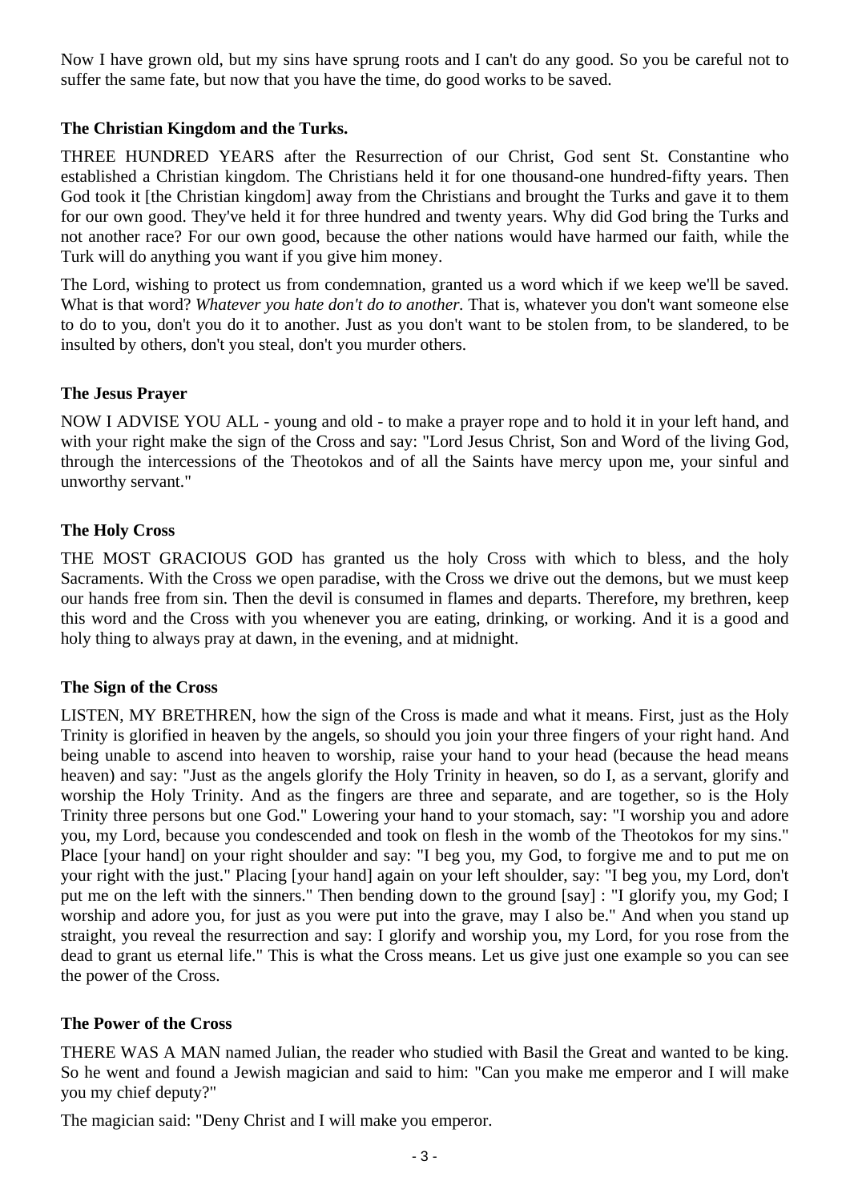Now I have grown old, but my sins have sprung roots and I can't do any good. So you be careful not to suffer the same fate, but now that you have the time, do good works to be saved.

### The Christian Kingdom and the Turks.

THREE HUNDRED YEARS after the Resurrection of our Christ, God sent St. Constantine who established a Christian kingdom. The Christians held it for one thousand-one hundred-fifty years. Then God took it [the Christian kingdom] away from the Christians and brought the Turks and gave it to them for our own good. They've held it for three hundred and twenty years. Why did God bring the Turks and not another race? For our own good, because the other nations would have harmed our faith, while the Turk will do anything you want if you give him money.

The Lord, wishing to protect us from condemnation, granted us a word which if we keep we'll be saved. What is that word? *Whatever you hate don't do to another.* That is, whatever you don't want someone else to do to you, don't you do it to another. Just as you don't want to be stolen from, to be slandered, to be insulted by others, don't you steal, don't you murder others.

### The Jesus Prayer

NOW I ADVISE YOU ALL - young and old - to make a prayer rope and to hold it in your left hand, and with your right make the sign of the Cross and say: "Lord Jesus Christ, Son and Word of the living God, through the intercessions of the Theotokos and of all the Saints have mercy upon me, your sinful and unworthy servant."

### The Holy Cross

THE MOST GRACIOUS GOD has granted us the holy Cross with which to bless, and the holy Sacraments. With the Cross we open paradise, with the Cross we drive out the demons, but we must keep our hands free from sin. Then the devil is consumed in flames and departs. Therefore, my brethren, keep this word and the Cross with you whenever you are eating, drinking, or working. And it is a good and holy thing to always pray at dawn, in the evening, and at midnight.

### The Sign of the Cross

LISTEN, MY BRETHREN, how the sign of the Cross is made and what it means. First, just as the Holy Trinity is glorified in heaven by the angels, so should you join your three fingers of your right hand. And being unable to ascend into heaven to worship, raise your hand to your head (because the head means heaven) and say: "Just as the angels glorify the Holy Trinity in heaven, so do I, as a servant, glorify and worship the Holy Trinity. And as the fingers are three and separate, and are together, so is the Holy Trinity three persons but one God." Lowering your hand to your stomach, say: "I worship you and adore you, my Lord, because you condescended and took on flesh in the womb of the Theotokos for my sins." Place [your hand] on your right shoulder and say: "I beg you, my God, to forgive me and to put me on your right with the just." Placing [your hand] again on your left shoulder, say: "I beg you, my Lord, don't put me on the left with the sinners." Then bending down to the ground [say] : "I glorify you, my God; I worship and adore you, for just as you were put into the grave, may I also be." And when you stand up straight, you reveal the resurrection and say: I glorify and worship you, my Lord, for you rose from the dead to grant us eternal life." This is what the Cross means. Let us give just one example so you can see the power of the Cross.

### The Power of the Cross

THERE WAS A MAN named Julian, the reader who studied with Basil the Great and wanted to be king. So he went and found a Jewish magician and said to him: "Can you make me emperor and I will make you my chief deputy?"

The magician said: "Deny Christ and I will make you emperor.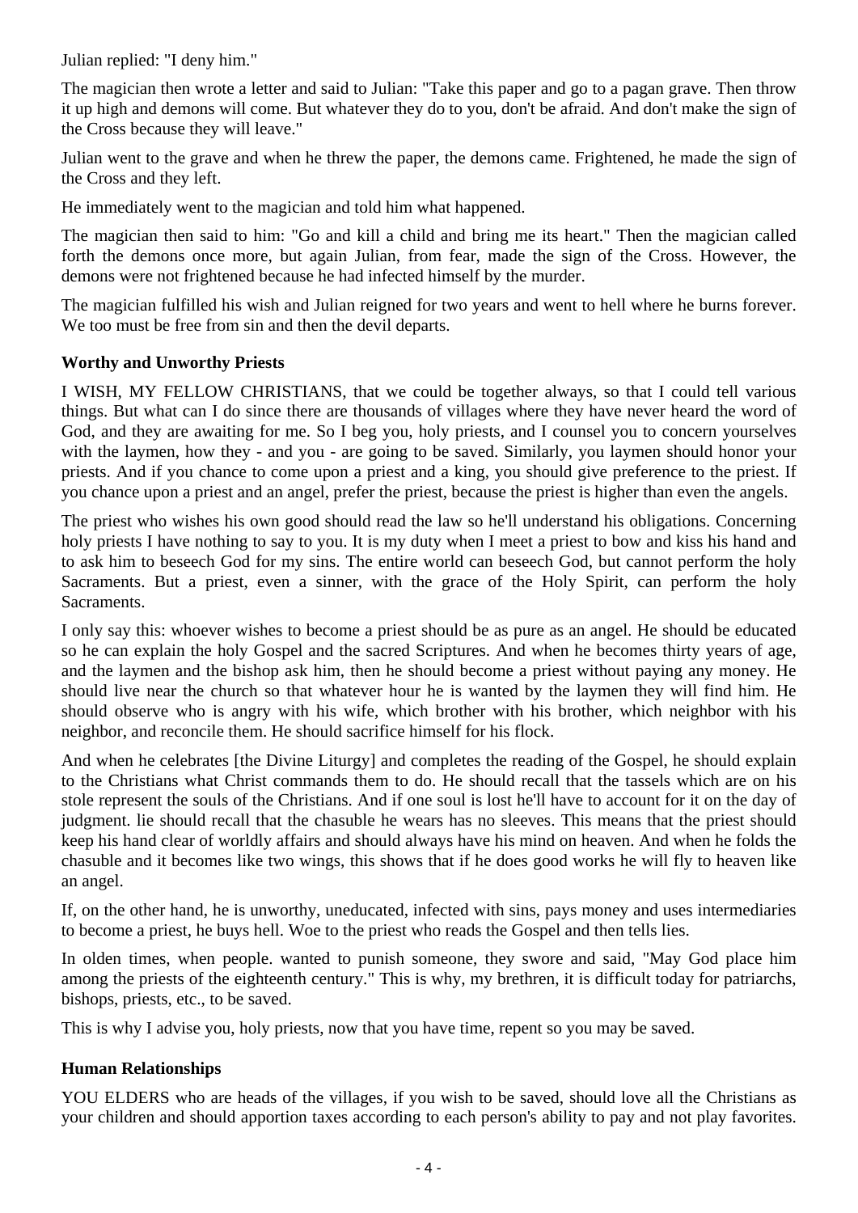Julian replied: "I deny him."

The magician then wrote a letter and said to Julian: "Take this paper and go to a pagan grave. Then throw it up high and demons will come. But whatever they do to you, don't be afraid. And don't make the sign of the Cross because they will leave."

Julian went to the grave and when he threw the paper, the demons came. Frightened, he made the sign of the Cross and they left.

He immediately went to the magician and told him what happened.

The magician then said to him: "Go and kill a child and bring me its heart." Then the magician called forth the demons once more, but again Julian, from fear, made the sign of the Cross. However, the demons were not frightened because he had infected himself by the murder.

The magician fulfilled his wish and Julian reigned for two years and went to hell where he burns forever. We too must be free from sin and then the devil departs.

### Worthy and Unworthy Priests

I WISH, MY FELLOW CHRISTIANS, that we could be together always, so that I could tell various things. But what can I do since there are thousands of villages where they have never heard the word of God, and they are awaiting for me. So I beg you, holy priests, and I counsel you to concern yourselves with the laymen, how they - and you - are going to be saved. Similarly, you laymen should honor your priests. And if you chance to come upon a priest and a king, you should give preference to the priest. If you chance upon a priest and an angel, prefer the priest, because the priest is higher than even the angels.

The priest who wishes his own good should read the law so he'll understand his obligations. Concerning holy priests I have nothing to say to you. It is my duty when I meet a priest to bow and kiss his hand and to ask him to beseech God for my sins. The entire world can beseech God, but cannot perform the holy Sacraments. But a priest, even a sinner, with the grace of the Holy Spirit, can perform the holy Sacraments.

I only say this: whoever wishes to become a priest should be as pure as an angel. He should be educated so he can explain the holy Gospel and the sacred Scriptures. And when he becomes thirty years of age, and the laymen and the bishop ask him, then he should become a priest without paying any money. He should live near the church so that whatever hour he is wanted by the laymen they will find him. He should observe who is angry with his wife, which brother with his brother, which neighbor with his neighbor, and reconcile them. He should sacrifice himself for his flock.

And when he celebrates [the Divine Liturgy] and completes the reading of the Gospel, he should explain to the Christians what Christ commands them to do. He should recall that the tassels which are on his stole represent the souls of the Christians. And if one soul is lost he'll have to account for it on the day of judgment. lie should recall that the chasuble he wears has no sleeves. This means that the priest should keep his hand clear of worldly affairs and should always have his mind on heaven. And when he folds the chasuble and it becomes like two wings, this shows that if he does good works he will fly to heaven like an angel.

If, on the other hand, he is unworthy, uneducated, infected with sins, pays money and uses intermediaries to become a priest, he buys hell. Woe to the priest who reads the Gospel and then tells lies.

In olden times, when people. wanted to punish someone, they swore and said, "May God place him among the priests of the eighteenth century." This is why, my brethren, it is difficult today for patriarchs, bishops, priests, etc., to be saved.

This is why I advise you, holy priests, now that you have time, repent so you may be saved.

### Human Relationships

YOU ELDERS who are heads of the villages, if you wish to be saved, should love all the Christians as your children and should apportion taxes according to each person's ability to pay and not play favorites.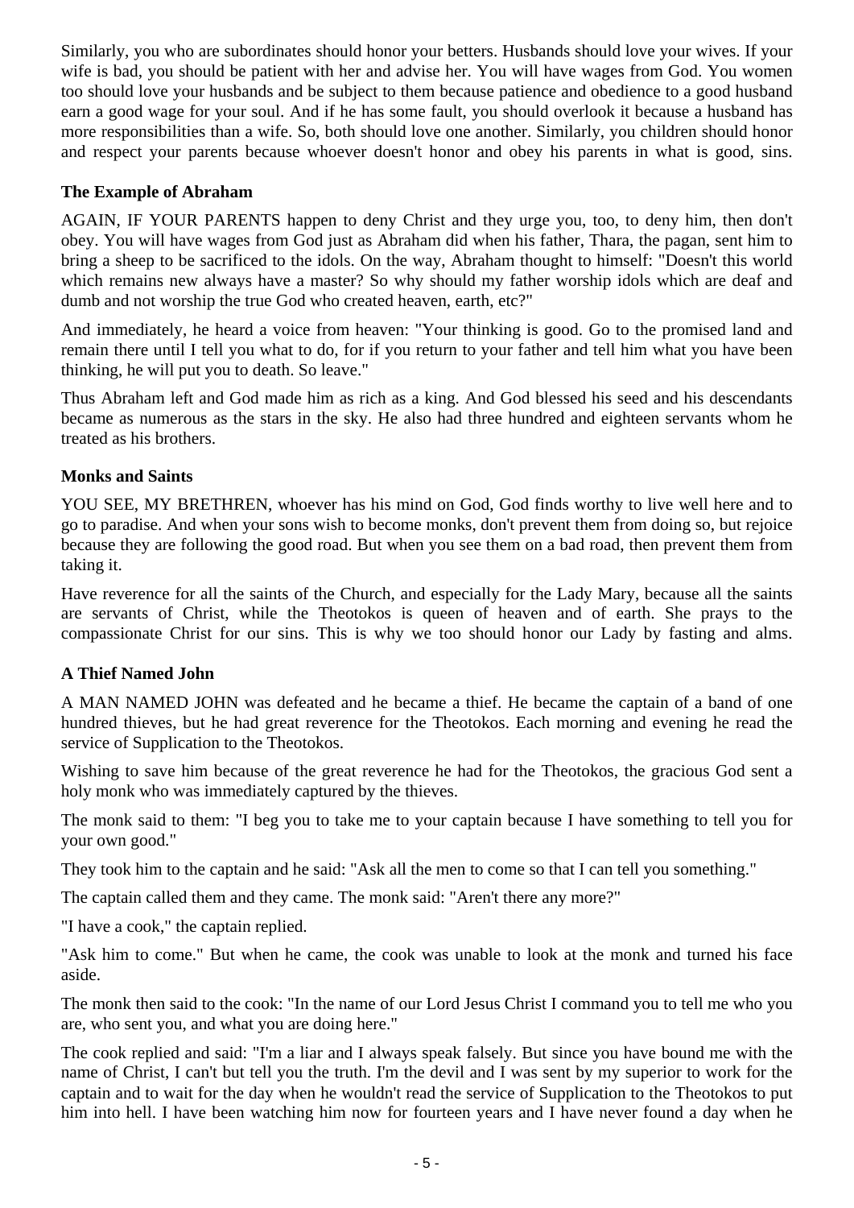Similarly, you who are subordinates should honor your betters. Husbands should love your wives. If your wife is bad, you should be patient with her and advise her. You will have wages from God. You women too should love your husbands and be subject to them because patience and obedience to a good husband earn a good wage for your soul. And if he has some fault, you should overlook it because a husband has more responsibilities than a wife. So, both should love one another. Similarly, you children should honor and respect your parents because whoever doesn't honor and obey his parents in what is good, sins.

### The Example of Abraham

AGAIN, IF YOUR PARENTS happen to deny Christ and they urge you, too, to deny him, then don't obey. You will have wages from God just as Abraham did when his father, Thara, the pagan, sent him to bring a sheep to be sacrificed to the idols. On the way, Abraham thought to himself: "Doesn't this world which remains new always have a master? So why should my father worship idols which are deaf and dumb and not worship the true God who created heaven, earth, etc?"

And immediately, he heard a voice from heaven: "Your thinking is good. Go to the promised land and remain there until I tell you what to do, for if you return to your father and tell him what you have been thinking, he will put you to death. So leave."

Thus Abraham left and God made him as rich as a king. And God blessed his seed and his descendants became as numerous as the stars in the sky. He also had three hundred and eighteen servants whom he treated as his brothers.

### Monks and Saints

YOU SEE, MY BRETHREN, whoever has his mind on God, God finds worthy to live well here and to go to paradise. And when your sons wish to become monks, don't prevent them from doing so, but rejoice because they are following the good road. But when you see them on a bad road, then prevent them from taking it.

Have reverence for all the saints of the Church, and especially for the Lady Mary, because all the saints are servants of Christ, while the Theotokos is queen of heaven and of earth. She prays to the compassionate Christ for our sins. This is why we too should honor our Lady by fasting and alms.

### A Thief Named John

A MAN NAMED JOHN was defeated and he became a thief. He became the captain of a band of one hundred thieves, but he had great reverence for the Theotokos. Each morning and evening he read the service of Supplication to the Theotokos.

Wishing to save him because of the great reverence he had for the Theotokos, the gracious God sent a holy monk who was immediately captured by the thieves.

The monk said to them: "I beg you to take me to your captain because I have something to tell you for your own good."

They took him to the captain and he said: "Ask all the men to come so that I can tell you something."

The captain called them and they came. The monk said: "Aren't there any more?"

"I have a cook," the captain replied.

"Ask him to come." But when he came, the cook was unable to look at the monk and turned his face aside.

The monk then said to the cook: "In the name of our Lord Jesus Christ I command you to tell me who you are, who sent you, and what you are doing here."

The cook replied and said: "I'm a liar and I always speak falsely. But since you have bound me with the name of Christ, I can't but tell you the truth. I'm the devil and I was sent by my superior to work for the captain and to wait for the day when he wouldn't read the service of Supplication to the Theotokos to put him into hell. I have been watching him now for fourteen years and I have never found a day when he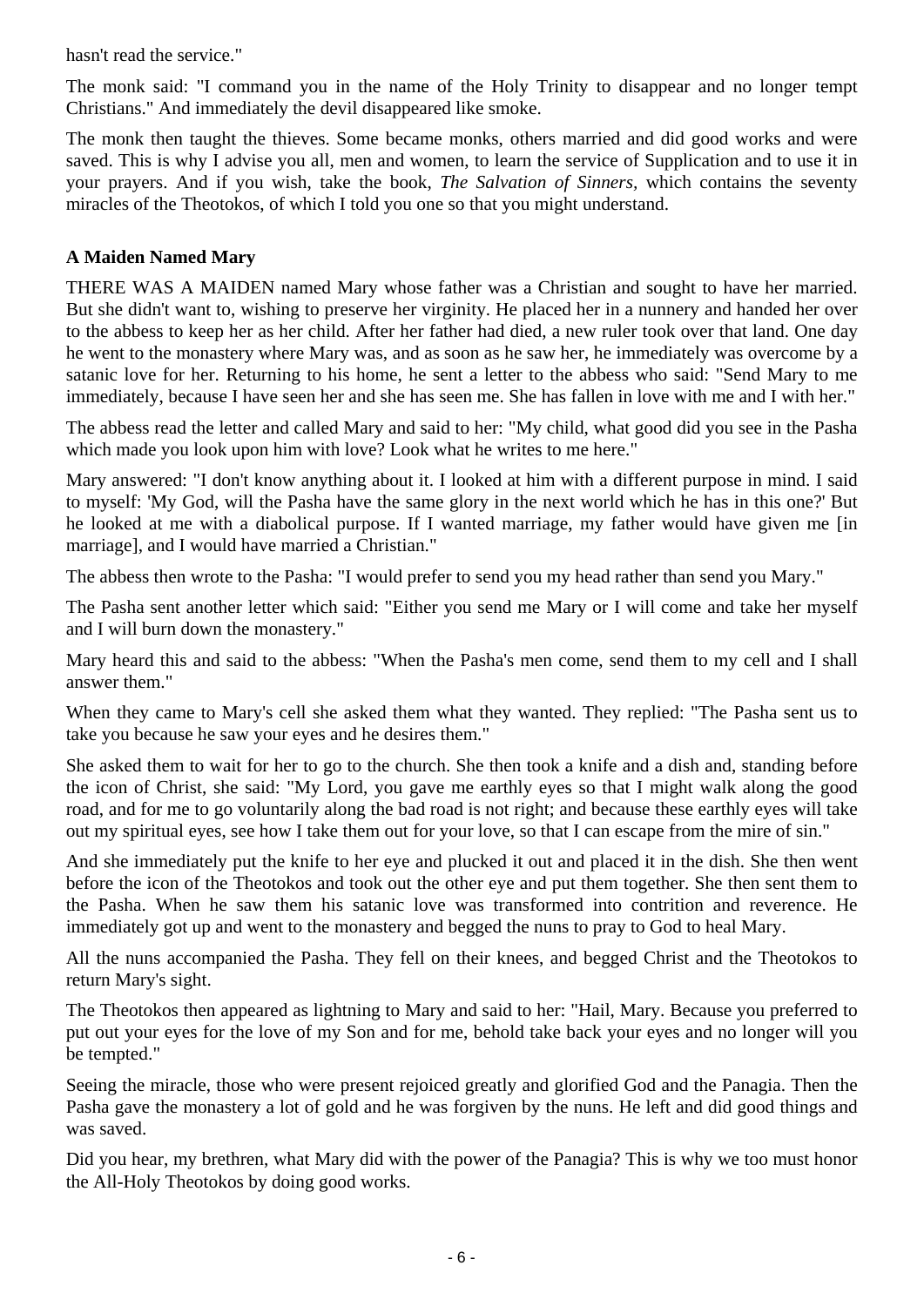hasn't read the service."

The monk said: "I command you in the name of the Holy Trinity to disappear and no longer tempt Christians." And immediately the devil disappeared like smoke.

The monk then taught the thieves. Some became monks, others married and did good works and were saved. This is why I advise you all, men and women, to learn the service of Supplication and to use it in your prayers. And if you wish, take the book, *The Salvation of Sinners*, which contains the seventy miracles of the Theotokos, of which I told you one so that you might understand.

**A Maiden Named Mary**

THERE WAS A MAIDEN named Mary whose father was a Christian and sought to have her married. But she didn't want to, wishing to preserve her virginity. He placed her in a nunnery and handed her over to the abbess to keep her as her child. After her father had died, a new ruler took over that land. One day he went to the monastery where Mary was, and as soon as he saw her, he immediately was overcome by a satanic love for her. Returning to his home, he sent a letter to the abbess who said: "Send Mary to me immediately, because I have seen her and she has seen me. She has fallen in love with me and I with her."

The abbess read the letter and called Mary and said to her: "My child, what good did you see in the Pasha which made you look upon him with love? Look what he writes to me here."

Mary answered: "I don't know anything about it. I looked at him with a different purpose in mind. I said to myself: 'My God, will the Pasha have the same glory in the next world which he has in this one?' But he looked at me with a diabolical purpose. If I wanted marriage, my father would have given me [in marriage], and I would have married a Christian."

The abbess then wrote to the Pasha: "I would prefer to send you my head rather than send you Mary."

The Pasha sent another letter which said: "Either you send me Mary or I will come and take her myself and I will burn down the monastery."

Mary heard this and said to the abbess: "When the Pasha's men come, send them to my cell and I shall answer them."

When they came to Mary's cell she asked them what they wanted. They replied: "The Pasha sent us to take you because he saw your eyes and he desires them."

She asked them to wait for her to go to the church. She then took a knife and a dish and, standing before the icon of Christ, she said: "My Lord, you gave me earthly eyes so that I might walk along the good road, and for me to go voluntarily along the bad road is not right; and because these earthly eyes will take out my spiritual eyes, see how I take them out for your love, so that I can escape from the mire of sin."

And she immediately put the knife to her eye and plucked it out and placed it in the dish. She then went before the icon of the Theotokos and took out the other eye and put them together. She then sent them to the Pasha. When he saw them his satanic love was transformed into contrition and reverence. He immediately got up and went to the monastery and begged the nuns to pray to God to heal Mary.

All the nuns accompanied the Pasha. They fell on their knees, and begged Christ and the Theotokos to return Mary's sight.

The Theotokos then appeared as lightning to Mary and said to her: "Hail, Mary. Because you preferred to put out your eyes for the love of my Son and for me, behold take back your eyes and no longer will you be tempted."

Seeing the miracle, those who were present rejoiced greatly and glorified God and the Panagia. Then the Pasha gave the monastery a lot of gold and he was forgiven by the nuns. He left and did good things and was saved.

Did you hear, my brethren, what Mary did with the power of the Panagia? This is why we too must honor the All-Holy Theotokos by doing good works.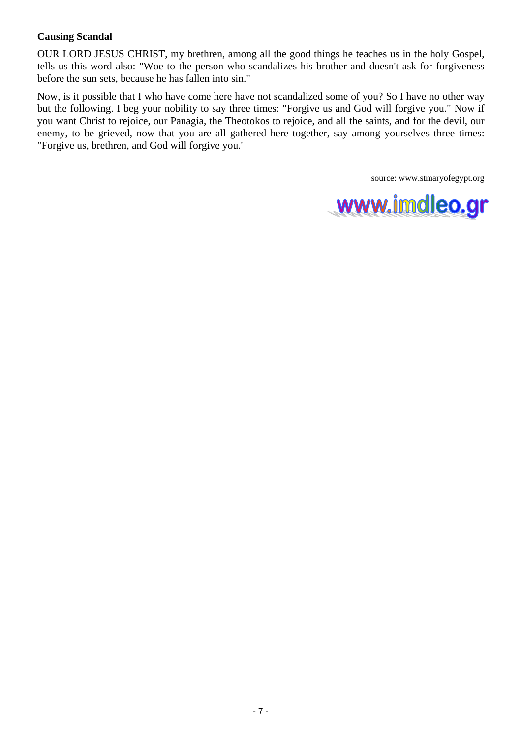**Causing Scandal**

OUR LORD JESUS CHRIST, my brethren, among all the good things he teaches us in the holy Gospel, tells us this word also: "Woe to the person who scandalizes his brother and doesn't ask for forgiveness before the sun sets, because he has fallen into sin."

Now, is it possible that I who have come here have not scandalized some of you? So I have no other way but the following. I beg your nobility to say three times: "Forgive us and God will forgive you." Now if you want Christ to rejoice, our Panagia, the Theotokos to rejoice, and all the saints, and for the devil, our enemy, to be grieved, now that you are all gathered here together, say among yourselves three times: "Forgive us, brethren, and God will forgive you.'

source: www.stmaryofegypt.org

www.imdleo.gr